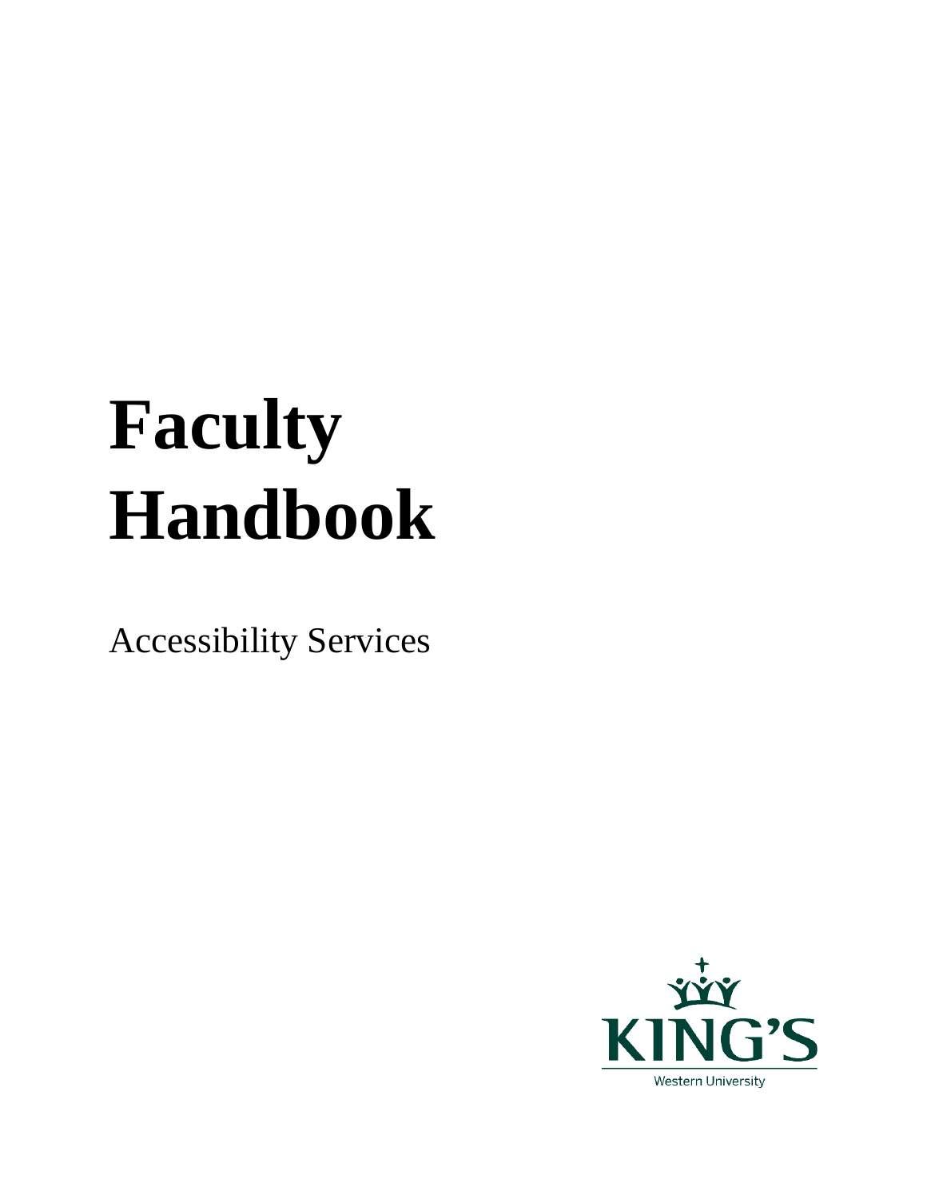# Faculty Handbook

Accessibility Services

KING'S

Western University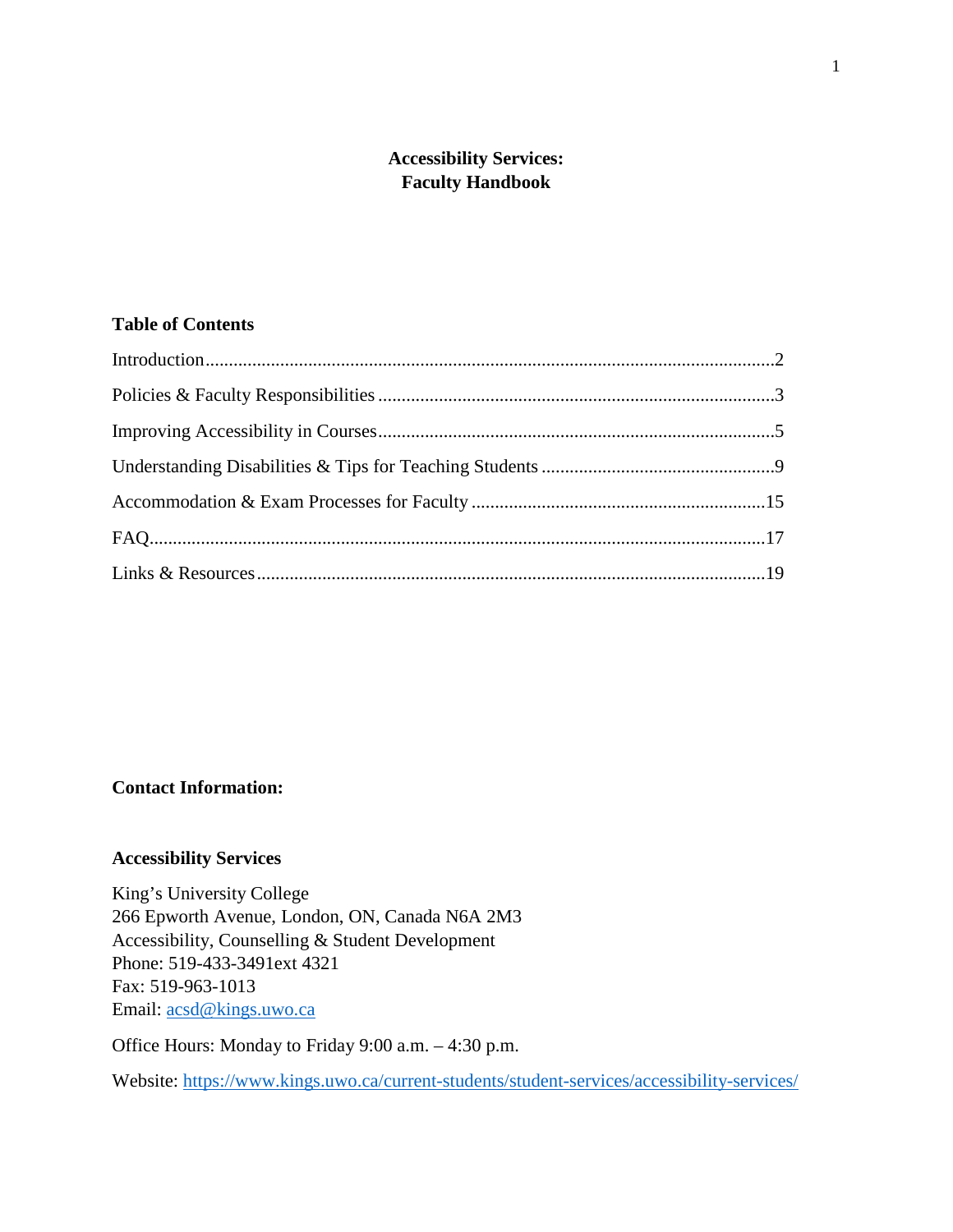# Accessibility Services: Faculty Handbook

## Table of Contents

Introduction.........................................................................................................................2

Policies & Faculty Responsibilities ....................................................................................3

Improving Accessibility in Courses....................................................................................5

Understanding Disabilities & Tips for Teaching Students ..................................................9

Accommodation & Exam Processes for Faculty ...............................................................15

FAQ..................................................................................................................................17

Links & Resources............................................................................................................19

**Contact Information:**

**Accessibility Services**

King's University College
266 Epworth Avenue, London, ON, Canada N6A 2M3
Accessibility, Counselling & Student Development
Phone: 519-433-3491ext 4321
Fax: 519-963-1013
Email: acsd@kings.uwo.ca

Office Hours: Monday to Friday 9:00 a.m. – 4:30 p.m.

Website: https://www.kings.uwo.ca/current-students/student-services/accessibility-services/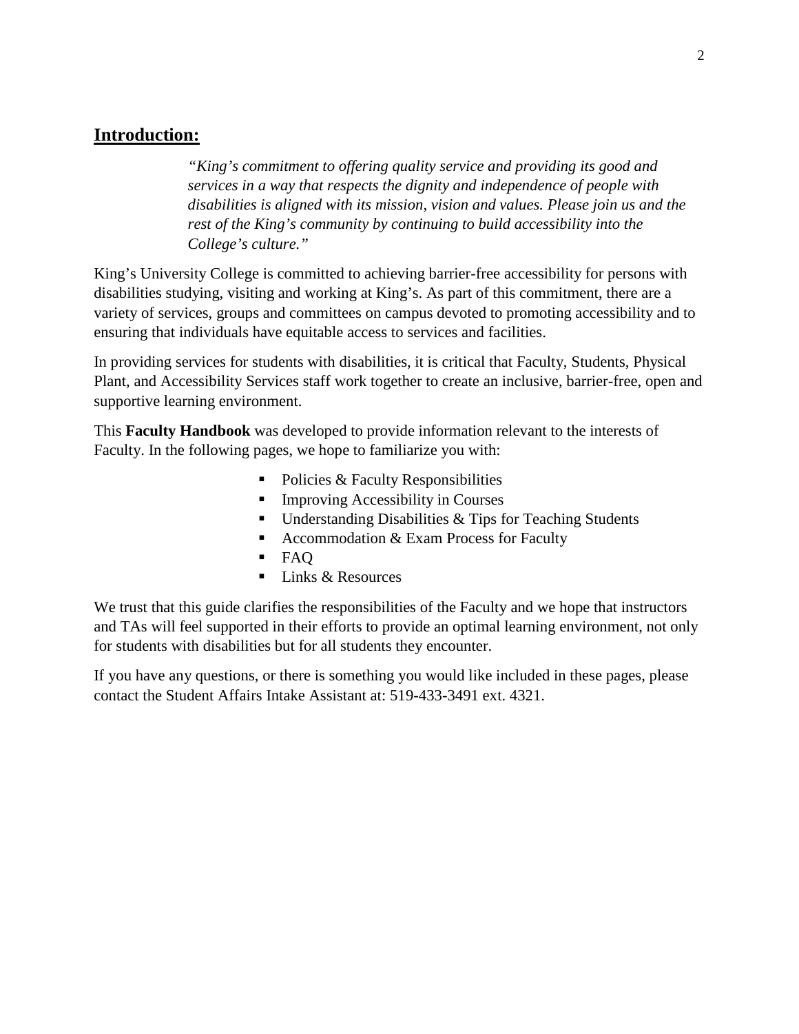## **Introduction:**

> *"King's commitment to offering quality service and providing its good and services in a way that respects the dignity and independence of people with disabilities is aligned with its mission, vision and values. Please join us and the rest of the King's community by continuing to build accessibility into the College's culture."*

King's University College is committed to achieving barrier-free accessibility for persons with disabilities studying, visiting and working at King's. As part of this commitment, there are a variety of services, groups and committees on campus devoted to promoting accessibility and to ensuring that individuals have equitable access to services and facilities.

In providing services for students with disabilities, it is critical that Faculty, Students, Physical Plant, and Accessibility Services staff work together to create an inclusive, barrier-free, open and supportive learning environment.

This **Faculty Handbook** was developed to provide information relevant to the interests of Faculty. In the following pages, we hope to familiarize you with:

- Policies & Faculty Responsibilities
- Improving Accessibility in Courses
- Understanding Disabilities & Tips for Teaching Students
- Accommodation & Exam Process for Faculty
- FAQ
- Links & Resources

We trust that this guide clarifies the responsibilities of the Faculty and we hope that instructors and TAs will feel supported in their efforts to provide an optimal learning environment, not only for students with disabilities but for all students they encounter.

If you have any questions, or there is something you would like included in these pages, please contact the Student Affairs Intake Assistant at: 519-433-3491 ext. 4321.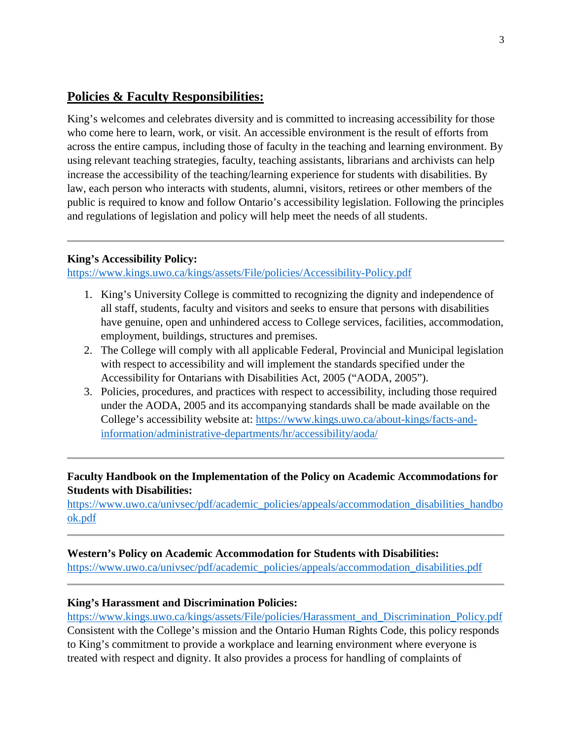## Policies & Faculty Responsibilities:

King's welcomes and celebrates diversity and is committed to increasing accessibility for those who come here to learn, work, or visit. An accessible environment is the result of efforts from across the entire campus, including those of faculty in the teaching and learning environment. By using relevant teaching strategies, faculty, teaching assistants, librarians and archivists can help increase the accessibility of the teaching/learning experience for students with disabilities. By law, each person who interacts with students, alumni, visitors, retirees or other members of the public is required to know and follow Ontario's accessibility legislation. Following the principles and regulations of legislation and policy will help meet the needs of all students.

---

**King's Accessibility Policy:**
https://www.kings.uwo.ca/kings/assets/File/policies/Accessibility-Policy.pdf

1. King's University College is committed to recognizing the dignity and independence of all staff, students, faculty and visitors and seeks to ensure that persons with disabilities have genuine, open and unhindered access to College services, facilities, accommodation, employment, buildings, structures and premises.
2. The College will comply with all applicable Federal, Provincial and Municipal legislation with respect to accessibility and will implement the standards specified under the Accessibility for Ontarians with Disabilities Act, 2005 ("AODA, 2005").
3. Policies, procedures, and practices with respect to accessibility, including those required under the AODA, 2005 and its accompanying standards shall be made available on the College's accessibility website at: https://www.kings.uwo.ca/about-kings/facts-and-information/administrative-departments/hr/accessibility/aoda/

---

**Faculty Handbook on the Implementation of the Policy on Academic Accommodations for Students with Disabilities:**
https://www.uwo.ca/univsec/pdf/academic_policies/appeals/accommodation_disabilities_handbook.pdf

---

**Western's Policy on Academic Accommodation for Students with Disabilities:**
https://www.uwo.ca/univsec/pdf/academic_policies/appeals/accommodation_disabilities.pdf

---

**King's Harassment and Discrimination Policies:**
https://www.kings.uwo.ca/kings/assets/File/policies/Harassment_and_Discrimination_Policy.pdf
Consistent with the College's mission and the Ontario Human Rights Code, this policy responds to King's commitment to provide a workplace and learning environment where everyone is treated with respect and dignity. It also provides a process for handling of complaints of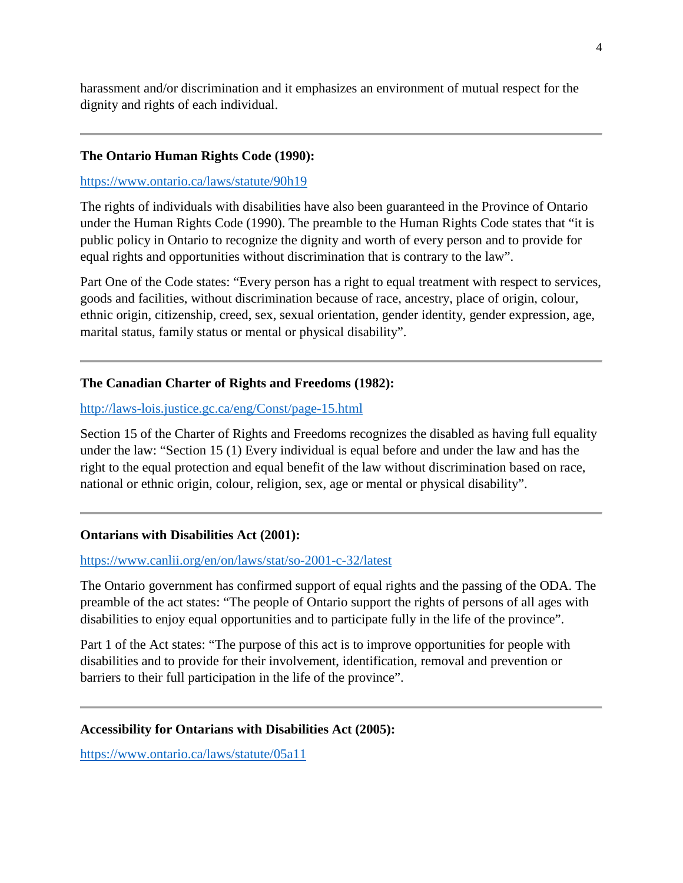harassment and/or discrimination and it emphasizes an environment of mutual respect for the dignity and rights of each individual.

---

**The Ontario Human Rights Code (1990):**

https://www.ontario.ca/laws/statute/90h19

The rights of individuals with disabilities have also been guaranteed in the Province of Ontario under the Human Rights Code (1990). The preamble to the Human Rights Code states that "it is public policy in Ontario to recognize the dignity and worth of every person and to provide for equal rights and opportunities without discrimination that is contrary to the law".

Part One of the Code states: "Every person has a right to equal treatment with respect to services, goods and facilities, without discrimination because of race, ancestry, place of origin, colour, ethnic origin, citizenship, creed, sex, sexual orientation, gender identity, gender expression, age, marital status, family status or mental or physical disability".

---

**The Canadian Charter of Rights and Freedoms (1982):**

http://laws-lois.justice.gc.ca/eng/Const/page-15.html

Section 15 of the Charter of Rights and Freedoms recognizes the disabled as having full equality under the law: "Section 15 (1) Every individual is equal before and under the law and has the right to the equal protection and equal benefit of the law without discrimination based on race, national or ethnic origin, colour, religion, sex, age or mental or physical disability".

---

**Ontarians with Disabilities Act (2001):**

https://www.canlii.org/en/on/laws/stat/so-2001-c-32/latest

The Ontario government has confirmed support of equal rights and the passing of the ODA. The preamble of the act states: "The people of Ontario support the rights of persons of all ages with disabilities to enjoy equal opportunities and to participate fully in the life of the province".

Part 1 of the Act states: "The purpose of this act is to improve opportunities for people with disabilities and to provide for their involvement, identification, removal and prevention or barriers to their full participation in the life of the province".

---

**Accessibility for Ontarians with Disabilities Act (2005):**

https://www.ontario.ca/laws/statute/05a11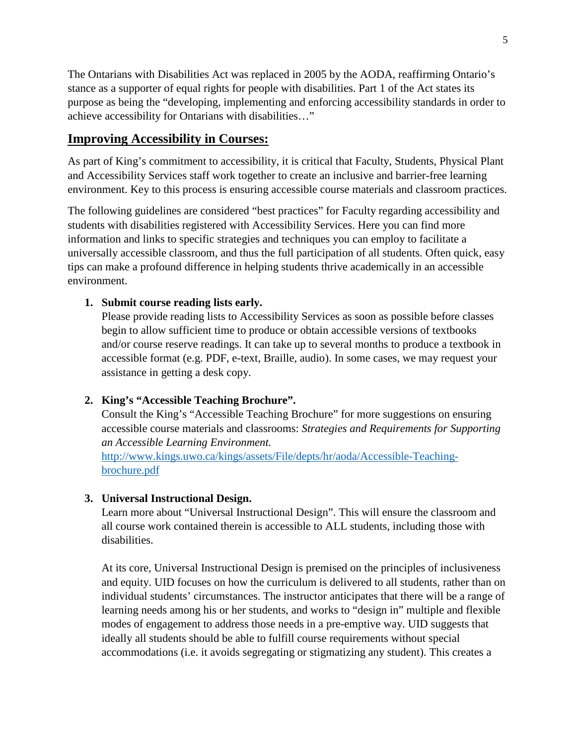The Ontarians with Disabilities Act was replaced in 2005 by the AODA, reaffirming Ontario's stance as a supporter of equal rights for people with disabilities. Part 1 of the Act states its purpose as being the "developing, implementing and enforcing accessibility standards in order to achieve accessibility for Ontarians with disabilities…"

## Improving Accessibility in Courses:

As part of King's commitment to accessibility, it is critical that Faculty, Students, Physical Plant and Accessibility Services staff work together to create an inclusive and barrier-free learning environment. Key to this process is ensuring accessible course materials and classroom practices.

The following guidelines are considered "best practices" for Faculty regarding accessibility and students with disabilities registered with Accessibility Services. Here you can find more information and links to specific strategies and techniques you can employ to facilitate a universally accessible classroom, and thus the full participation of all students. Often quick, easy tips can make a profound difference in helping students thrive academically in an accessible environment.

1. **Submit course reading lists early.**
   Please provide reading lists to Accessibility Services as soon as possible before classes begin to allow sufficient time to produce or obtain accessible versions of textbooks and/or course reserve readings. It can take up to several months to produce a textbook in accessible format (e.g. PDF, e-text, Braille, audio). In some cases, we may request your assistance in getting a desk copy.

2. **King's "Accessible Teaching Brochure".**
   Consult the King's "Accessible Teaching Brochure" for more suggestions on ensuring accessible course materials and classrooms: *Strategies and Requirements for Supporting an Accessible Learning Environment.*
   [http://www.kings.uwo.ca/kings/assets/File/depts/hr/aoda/Accessible-Teaching-brochure.pdf](http://www.kings.uwo.ca/kings/assets/File/depts/hr/aoda/Accessible-Teaching-brochure.pdf)

3. **Universal Instructional Design.**
   Learn more about "Universal Instructional Design". This will ensure the classroom and all course work contained therein is accessible to ALL students, including those with disabilities.

   At its core, Universal Instructional Design is premised on the principles of inclusiveness and equity. UID focuses on how the curriculum is delivered to all students, rather than on individual students' circumstances. The instructor anticipates that there will be a range of learning needs among his or her students, and works to "design in" multiple and flexible modes of engagement to address those needs in a pre-emptive way. UID suggests that ideally all students should be able to fulfill course requirements without special accommodations (i.e. it avoids segregating or stigmatizing any student). This creates a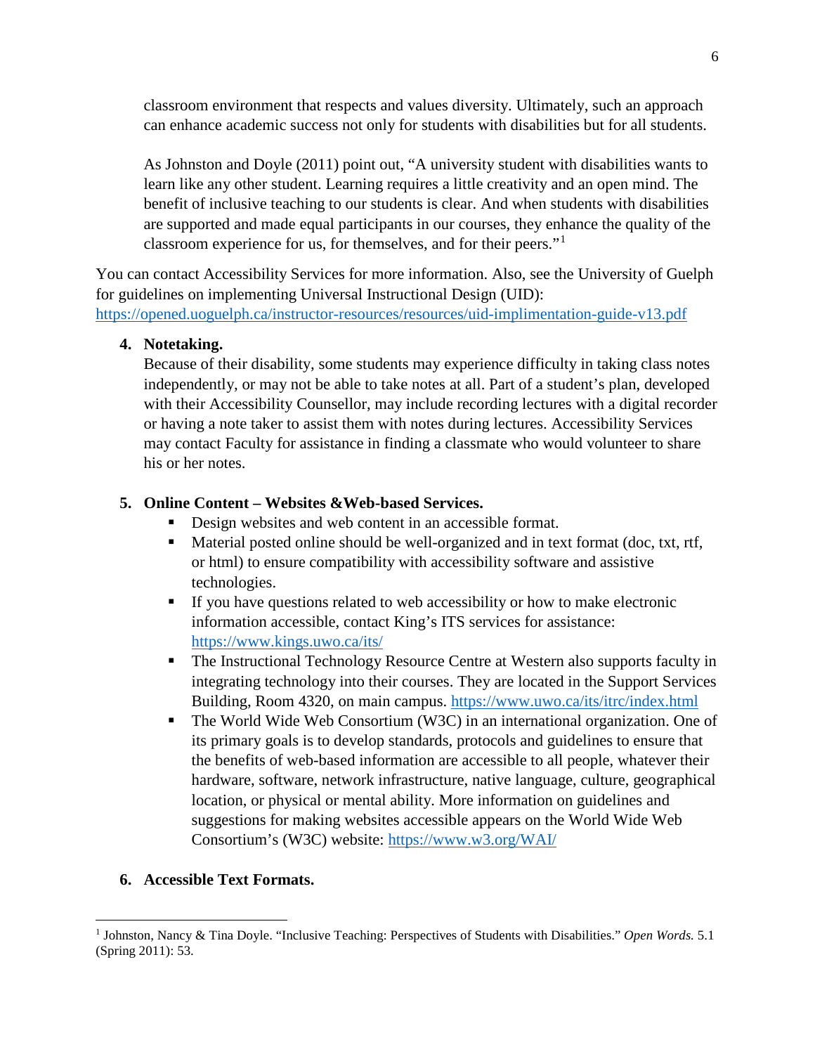classroom environment that respects and values diversity. Ultimately, such an approach can enhance academic success not only for students with disabilities but for all students.

As Johnston and Doyle (2011) point out, "A university student with disabilities wants to learn like any other student. Learning requires a little creativity and an open mind. The benefit of inclusive teaching to our students is clear. And when students with disabilities are supported and made equal participants in our courses, they enhance the quality of the classroom experience for us, for themselves, and for their peers."[1]

You can contact Accessibility Services for more information. Also, see the University of Guelph for guidelines on implementing Universal Instructional Design (UID): https://opened.uoguelph.ca/instructor-resources/resources/uid-implimentation-guide-v13.pdf

4. **Notetaking.**
   Because of their disability, some students may experience difficulty in taking class notes independently, or may not be able to take notes at all. Part of a student's plan, developed with their Accessibility Counsellor, may include recording lectures with a digital recorder or having a note taker to assist them with notes during lectures. Accessibility Services may contact Faculty for assistance in finding a classmate who would volunteer to share his or her notes.

5. **Online Content – Websites &Web-based Services.**
   - Design websites and web content in an accessible format.
   - Material posted online should be well-organized and in text format (doc, txt, rtf, or html) to ensure compatibility with accessibility software and assistive technologies.
   - If you have questions related to web accessibility or how to make electronic information accessible, contact King's ITS services for assistance: https://www.kings.uwo.ca/its/
   - The Instructional Technology Resource Centre at Western also supports faculty in integrating technology into their courses. They are located in the Support Services Building, Room 4320, on main campus. https://www.uwo.ca/its/itrc/index.html
   - The World Wide Web Consortium (W3C) in an international organization. One of its primary goals is to develop standards, protocols and guidelines to ensure that the benefits of web-based information are accessible to all people, whatever their hardware, software, network infrastructure, native language, culture, geographical location, or physical or mental ability. More information on guidelines and suggestions for making websites accessible appears on the World Wide Web Consortium's (W3C) website: https://www.w3.org/WAI/

6. **Accessible Text Formats.**

---

[1] Johnston, Nancy & Tina Doyle. "Inclusive Teaching: Perspectives of Students with Disabilities." *Open Words.* 5.1 (Spring 2011): 53.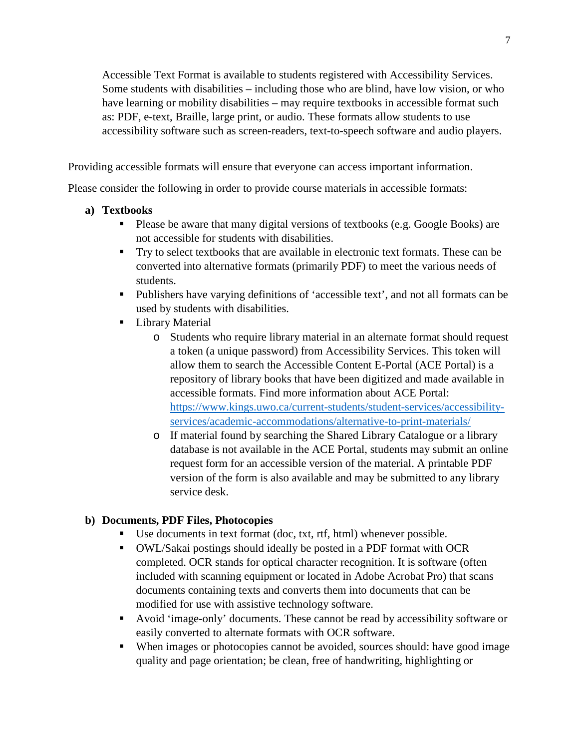Accessible Text Format is available to students registered with Accessibility Services. Some students with disabilities – including those who are blind, have low vision, or who have learning or mobility disabilities – may require textbooks in accessible format such as: PDF, e-text, Braille, large print, or audio. These formats allow students to use accessibility software such as screen-readers, text-to-speech software and audio players.

Providing accessible formats will ensure that everyone can access important information.

Please consider the following in order to provide course materials in accessible formats:

**a) Textbooks**

- Please be aware that many digital versions of textbooks (e.g. Google Books) are not accessible for students with disabilities.
- Try to select textbooks that are available in electronic text formats. These can be converted into alternative formats (primarily PDF) to meet the various needs of students.
- Publishers have varying definitions of 'accessible text', and not all formats can be used by students with disabilities.
- Library Material
    - Students who require library material in an alternate format should request a token (a unique password) from Accessibility Services. This token will allow them to search the Accessible Content E-Portal (ACE Portal) is a repository of library books that have been digitized and made available in accessible formats. Find more information about ACE Portal: [https://www.kings.uwo.ca/current-students/student-services/accessibility-services/academic-accommodations/alternative-to-print-materials/](https://www.kings.uwo.ca/current-students/student-services/accessibility-services/academic-accommodations/alternative-to-print-materials/)
    - If material found by searching the Shared Library Catalogue or a library database is not available in the ACE Portal, students may submit an online request form for an accessible version of the material. A printable PDF version of the form is also available and may be submitted to any library service desk.

**b) Documents, PDF Files, Photocopies**

- Use documents in text format (doc, txt, rtf, html) whenever possible.
- OWL/Sakai postings should ideally be posted in a PDF format with OCR completed. OCR stands for optical character recognition. It is software (often included with scanning equipment or located in Adobe Acrobat Pro) that scans documents containing texts and converts them into documents that can be modified for use with assistive technology software.
- Avoid 'image-only' documents. These cannot be read by accessibility software or easily converted to alternate formats with OCR software.
- When images or photocopies cannot be avoided, sources should: have good image quality and page orientation; be clean, free of handwriting, highlighting or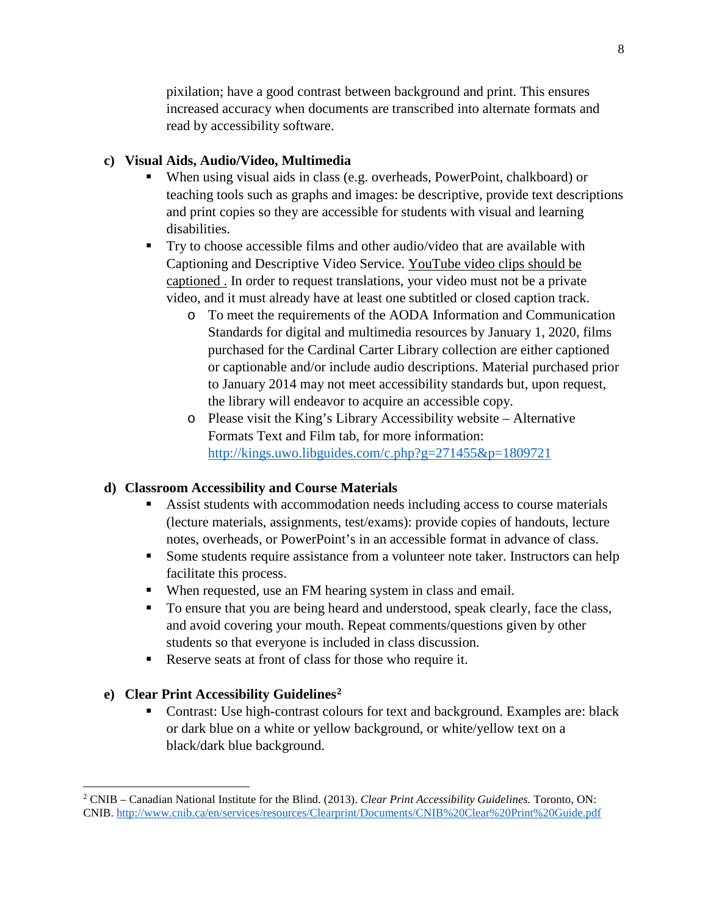pixilation; have a good contrast between background and print. This ensures increased accuracy when documents are transcribed into alternate formats and read by accessibility software.

**c) Visual Aids, Audio/Video, Multimedia**

- When using visual aids in class (e.g. overheads, PowerPoint, chalkboard) or teaching tools such as graphs and images: be descriptive, provide text descriptions and print copies so they are accessible for students with visual and learning disabilities.
- Try to choose accessible films and other audio/video that are available with Captioning and Descriptive Video Service. YouTube video clips should be captioned . In order to request translations, your video must not be a private video, and it must already have at least one subtitled or closed caption track.
  - To meet the requirements of the AODA Information and Communication Standards for digital and multimedia resources by January 1, 2020, films purchased for the Cardinal Carter Library collection are either captioned or captionable and/or include audio descriptions. Material purchased prior to January 2014 may not meet accessibility standards but, upon request, the library will endeavor to acquire an accessible copy.
  - Please visit the King's Library Accessibility website – Alternative Formats Text and Film tab, for more information: http://kings.uwo.libguides.com/c.php?g=271455&p=1809721

**d) Classroom Accessibility and Course Materials**

- Assist students with accommodation needs including access to course materials (lecture materials, assignments, test/exams): provide copies of handouts, lecture notes, overheads, or PowerPoint's in an accessible format in advance of class.
- Some students require assistance from a volunteer note taker. Instructors can help facilitate this process.
- When requested, use an FM hearing system in class and email.
- To ensure that you are being heard and understood, speak clearly, face the class, and avoid covering your mouth. Repeat comments/questions given by other students so that everyone is included in class discussion.
- Reserve seats at front of class for those who require it.

**e) Clear Print Accessibility Guidelines[2]**

- Contrast: Use high-contrast colours for text and background. Examples are: black or dark blue on a white or yellow background, or white/yellow text on a black/dark blue background.

---

[2] CNIB – Canadian National Institute for the Blind. (2013). *Clear Print Accessibility Guidelines.* Toronto, ON: CNIB. http://www.cnib.ca/en/services/resources/Clearprint/Documents/CNIB%20Clear%20Print%20Guide.pdf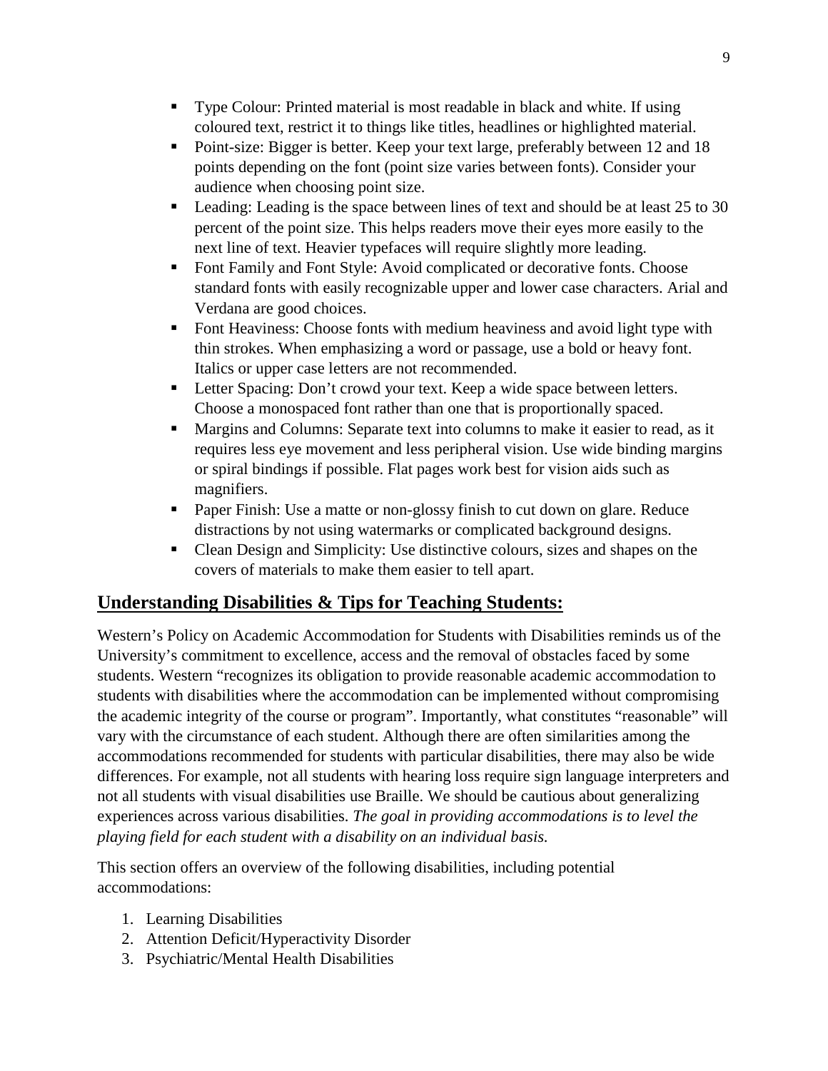- Type Colour: Printed material is most readable in black and white. If using coloured text, restrict it to things like titles, headlines or highlighted material.
- Point-size: Bigger is better. Keep your text large, preferably between 12 and 18 points depending on the font (point size varies between fonts). Consider your audience when choosing point size.
- Leading: Leading is the space between lines of text and should be at least 25 to 30 percent of the point size. This helps readers move their eyes more easily to the next line of text. Heavier typefaces will require slightly more leading.
- Font Family and Font Style: Avoid complicated or decorative fonts. Choose standard fonts with easily recognizable upper and lower case characters. Arial and Verdana are good choices.
- Font Heaviness: Choose fonts with medium heaviness and avoid light type with thin strokes. When emphasizing a word or passage, use a bold or heavy font. Italics or upper case letters are not recommended.
- Letter Spacing: Don't crowd your text. Keep a wide space between letters. Choose a monospaced font rather than one that is proportionally spaced.
- Margins and Columns: Separate text into columns to make it easier to read, as it requires less eye movement and less peripheral vision. Use wide binding margins or spiral bindings if possible. Flat pages work best for vision aids such as magnifiers.
- Paper Finish: Use a matte or non-glossy finish to cut down on glare. Reduce distractions by not using watermarks or complicated background designs.
- Clean Design and Simplicity: Use distinctive colours, sizes and shapes on the covers of materials to make them easier to tell apart.

## Understanding Disabilities & Tips for Teaching Students:

Western's Policy on Academic Accommodation for Students with Disabilities reminds us of the University's commitment to excellence, access and the removal of obstacles faced by some students. Western "recognizes its obligation to provide reasonable academic accommodation to students with disabilities where the accommodation can be implemented without compromising the academic integrity of the course or program". Importantly, what constitutes "reasonable" will vary with the circumstance of each student. Although there are often similarities among the accommodations recommended for students with particular disabilities, there may also be wide differences. For example, not all students with hearing loss require sign language interpreters and not all students with visual disabilities use Braille. We should be cautious about generalizing experiences across various disabilities. *The goal in providing accommodations is to level the playing field for each student with a disability on an individual basis.*

This section offers an overview of the following disabilities, including potential accommodations:

1. Learning Disabilities
2. Attention Deficit/Hyperactivity Disorder
3. Psychiatric/Mental Health Disabilities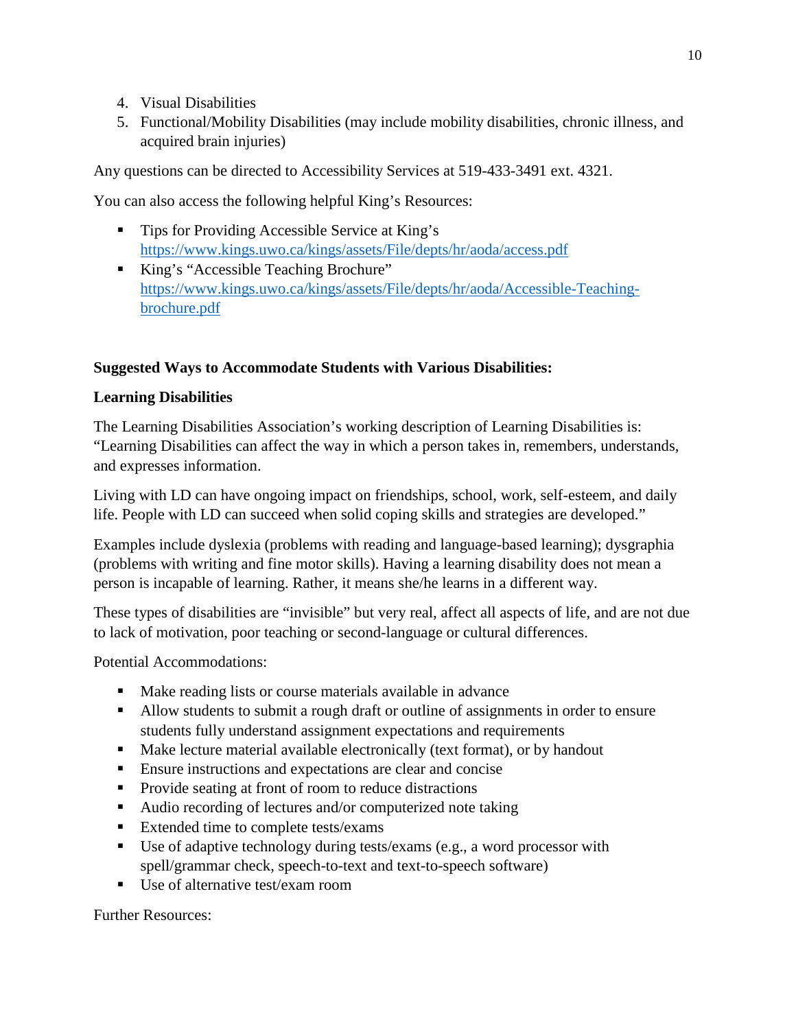4. Visual Disabilities
5. Functional/Mobility Disabilities (may include mobility disabilities, chronic illness, and acquired brain injuries)

Any questions can be directed to Accessibility Services at 519-433-3491 ext. 4321.

You can also access the following helpful King's Resources:

- Tips for Providing Accessible Service at King's https://www.kings.uwo.ca/kings/assets/File/depts/hr/aoda/access.pdf
- King's "Accessible Teaching Brochure" https://www.kings.uwo.ca/kings/assets/File/depts/hr/aoda/Accessible-Teaching-brochure.pdf

**Suggested Ways to Accommodate Students with Various Disabilities:**

**Learning Disabilities**

The Learning Disabilities Association's working description of Learning Disabilities is: "Learning Disabilities can affect the way in which a person takes in, remembers, understands, and expresses information.

Living with LD can have ongoing impact on friendships, school, work, self-esteem, and daily life. People with LD can succeed when solid coping skills and strategies are developed."

Examples include dyslexia (problems with reading and language-based learning); dysgraphia (problems with writing and fine motor skills). Having a learning disability does not mean a person is incapable of learning. Rather, it means she/he learns in a different way.

These types of disabilities are "invisible" but very real, affect all aspects of life, and are not due to lack of motivation, poor teaching or second-language or cultural differences.

Potential Accommodations:

- Make reading lists or course materials available in advance
- Allow students to submit a rough draft or outline of assignments in order to ensure students fully understand assignment expectations and requirements
- Make lecture material available electronically (text format), or by handout
- Ensure instructions and expectations are clear and concise
- Provide seating at front of room to reduce distractions
- Audio recording of lectures and/or computerized note taking
- Extended time to complete tests/exams
- Use of adaptive technology during tests/exams (e.g., a word processor with spell/grammar check, speech-to-text and text-to-speech software)
- Use of alternative test/exam room

Further Resources: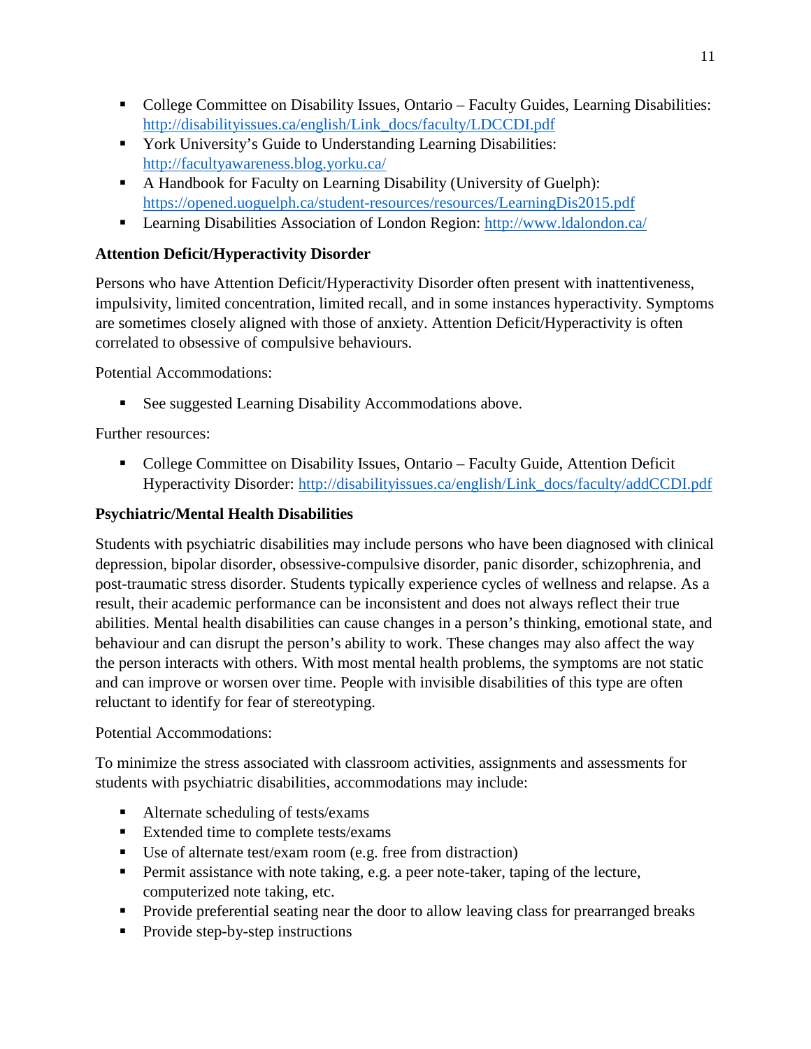- College Committee on Disability Issues, Ontario – Faculty Guides, Learning Disabilities: http://disabilityissues.ca/english/Link_docs/faculty/LDCCDI.pdf
- York University's Guide to Understanding Learning Disabilities: http://facultyawareness.blog.yorku.ca/
- A Handbook for Faculty on Learning Disability (University of Guelph): https://opened.uoguelph.ca/student-resources/resources/LearningDis2015.pdf
- Learning Disabilities Association of London Region: http://www.ldalondon.ca/

**Attention Deficit/Hyperactivity Disorder**

Persons who have Attention Deficit/Hyperactivity Disorder often present with inattentiveness, impulsivity, limited concentration, limited recall, and in some instances hyperactivity. Symptoms are sometimes closely aligned with those of anxiety. Attention Deficit/Hyperactivity is often correlated to obsessive of compulsive behaviours.

Potential Accommodations:

- See suggested Learning Disability Accommodations above.

Further resources:

- College Committee on Disability Issues, Ontario – Faculty Guide, Attention Deficit Hyperactivity Disorder: http://disabilityissues.ca/english/Link_docs/faculty/addCCDI.pdf

**Psychiatric/Mental Health Disabilities**

Students with psychiatric disabilities may include persons who have been diagnosed with clinical depression, bipolar disorder, obsessive-compulsive disorder, panic disorder, schizophrenia, and post-traumatic stress disorder. Students typically experience cycles of wellness and relapse. As a result, their academic performance can be inconsistent and does not always reflect their true abilities. Mental health disabilities can cause changes in a person's thinking, emotional state, and behaviour and can disrupt the person's ability to work. These changes may also affect the way the person interacts with others. With most mental health problems, the symptoms are not static and can improve or worsen over time. People with invisible disabilities of this type are often reluctant to identify for fear of stereotyping.

Potential Accommodations:

To minimize the stress associated with classroom activities, assignments and assessments for students with psychiatric disabilities, accommodations may include:

- Alternate scheduling of tests/exams
- Extended time to complete tests/exams
- Use of alternate test/exam room (e.g. free from distraction)
- Permit assistance with note taking, e.g. a peer note-taker, taping of the lecture, computerized note taking, etc.
- Provide preferential seating near the door to allow leaving class for prearranged breaks
- Provide step-by-step instructions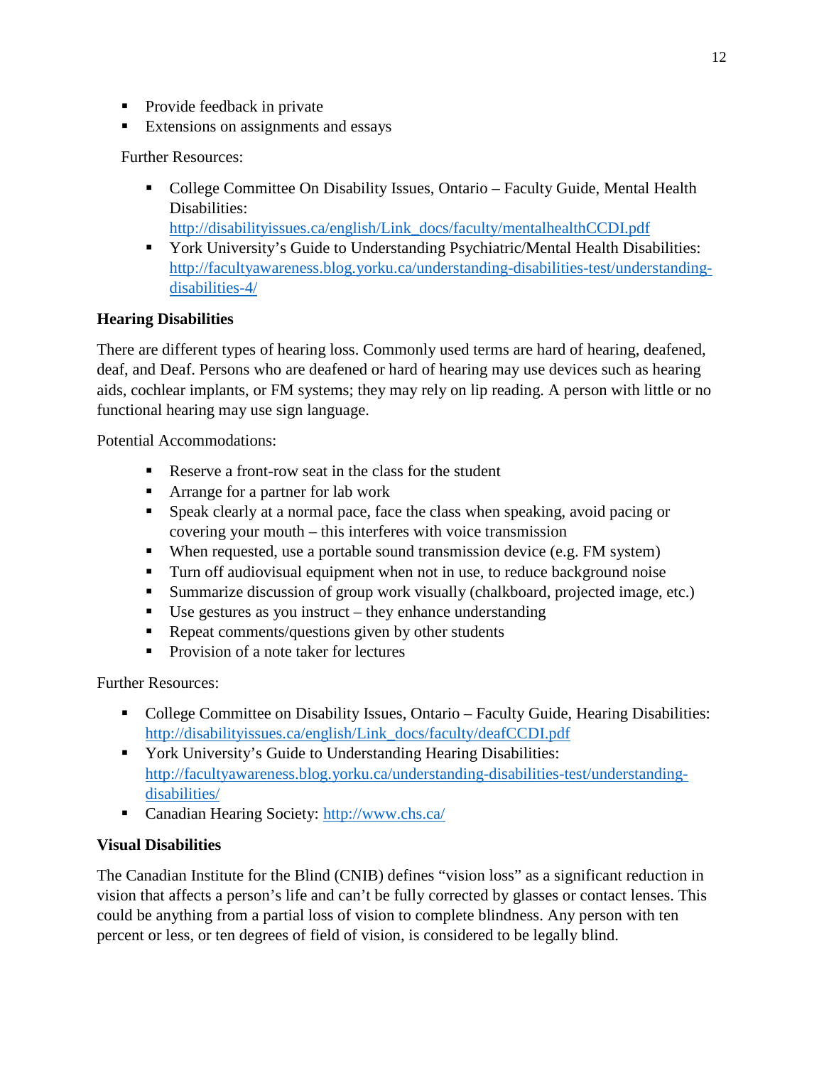- Provide feedback in private
- Extensions on assignments and essays

Further Resources:

- College Committee On Disability Issues, Ontario – Faculty Guide, Mental Health Disabilities: http://disabilityissues.ca/english/Link_docs/faculty/mentalhealthCCDI.pdf
- York University's Guide to Understanding Psychiatric/Mental Health Disabilities: http://facultyawareness.blog.yorku.ca/understanding-disabilities-test/understanding-disabilities-4/

**Hearing Disabilities**

There are different types of hearing loss. Commonly used terms are hard of hearing, deafened, deaf, and Deaf. Persons who are deafened or hard of hearing may use devices such as hearing aids, cochlear implants, or FM systems; they may rely on lip reading. A person with little or no functional hearing may use sign language.

Potential Accommodations:

- Reserve a front-row seat in the class for the student
- Arrange for a partner for lab work
- Speak clearly at a normal pace, face the class when speaking, avoid pacing or covering your mouth – this interferes with voice transmission
- When requested, use a portable sound transmission device (e.g. FM system)
- Turn off audiovisual equipment when not in use, to reduce background noise
- Summarize discussion of group work visually (chalkboard, projected image, etc.)
- Use gestures as you instruct – they enhance understanding
- Repeat comments/questions given by other students
- Provision of a note taker for lectures

Further Resources:

- College Committee on Disability Issues, Ontario – Faculty Guide, Hearing Disabilities: http://disabilityissues.ca/english/Link_docs/faculty/deafCCDI.pdf
- York University's Guide to Understanding Hearing Disabilities: http://facultyawareness.blog.yorku.ca/understanding-disabilities-test/understanding-disabilities/
- Canadian Hearing Society: http://www.chs.ca/

**Visual Disabilities**

The Canadian Institute for the Blind (CNIB) defines "vision loss" as a significant reduction in vision that affects a person's life and can't be fully corrected by glasses or contact lenses. This could be anything from a partial loss of vision to complete blindness. Any person with ten percent or less, or ten degrees of field of vision, is considered to be legally blind.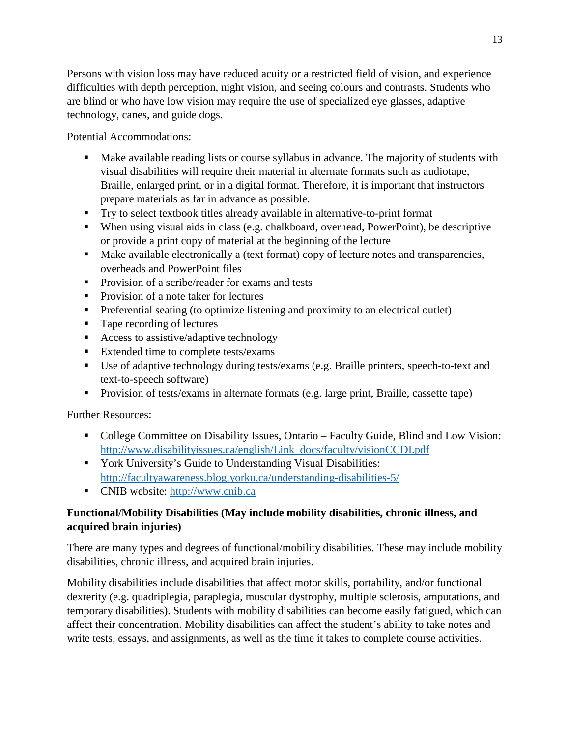Persons with vision loss may have reduced acuity or a restricted field of vision, and experience difficulties with depth perception, night vision, and seeing colours and contrasts. Students who are blind or who have low vision may require the use of specialized eye glasses, adaptive technology, canes, and guide dogs.

Potential Accommodations:

- Make available reading lists or course syllabus in advance. The majority of students with visual disabilities will require their material in alternate formats such as audiotape, Braille, enlarged print, or in a digital format. Therefore, it is important that instructors prepare materials as far in advance as possible.
- Try to select textbook titles already available in alternative-to-print format
- When using visual aids in class (e.g. chalkboard, overhead, PowerPoint), be descriptive or provide a print copy of material at the beginning of the lecture
- Make available electronically a (text format) copy of lecture notes and transparencies, overheads and PowerPoint files
- Provision of a scribe/reader for exams and tests
- Provision of a note taker for lectures
- Preferential seating (to optimize listening and proximity to an electrical outlet)
- Tape recording of lectures
- Access to assistive/adaptive technology
- Extended time to complete tests/exams
- Use of adaptive technology during tests/exams (e.g. Braille printers, speech-to-text and text-to-speech software)
- Provision of tests/exams in alternate formats (e.g. large print, Braille, cassette tape)

Further Resources:

- College Committee on Disability Issues, Ontario – Faculty Guide, Blind and Low Vision: [http://www.disabilityissues.ca/english/Link_docs/faculty/visionCCDI.pdf](http://www.disabilityissues.ca/english/Link_docs/faculty/visionCCDI.pdf)
- York University's Guide to Understanding Visual Disabilities: [http://facultyawareness.blog.yorku.ca/understanding-disabilities-5/](http://facultyawareness.blog.yorku.ca/understanding-disabilities-5/)
- CNIB website: [http://www.cnib.ca](http://www.cnib.ca)

**Functional/Mobility Disabilities (May include mobility disabilities, chronic illness, and acquired brain injuries)**

There are many types and degrees of functional/mobility disabilities. These may include mobility disabilities, chronic illness, and acquired brain injuries.

Mobility disabilities include disabilities that affect motor skills, portability, and/or functional dexterity (e.g. quadriplegia, paraplegia, muscular dystrophy, multiple sclerosis, amputations, and temporary disabilities). Students with mobility disabilities can become easily fatigued, which can affect their concentration. Mobility disabilities can affect the student's ability to take notes and write tests, essays, and assignments, as well as the time it takes to complete course activities.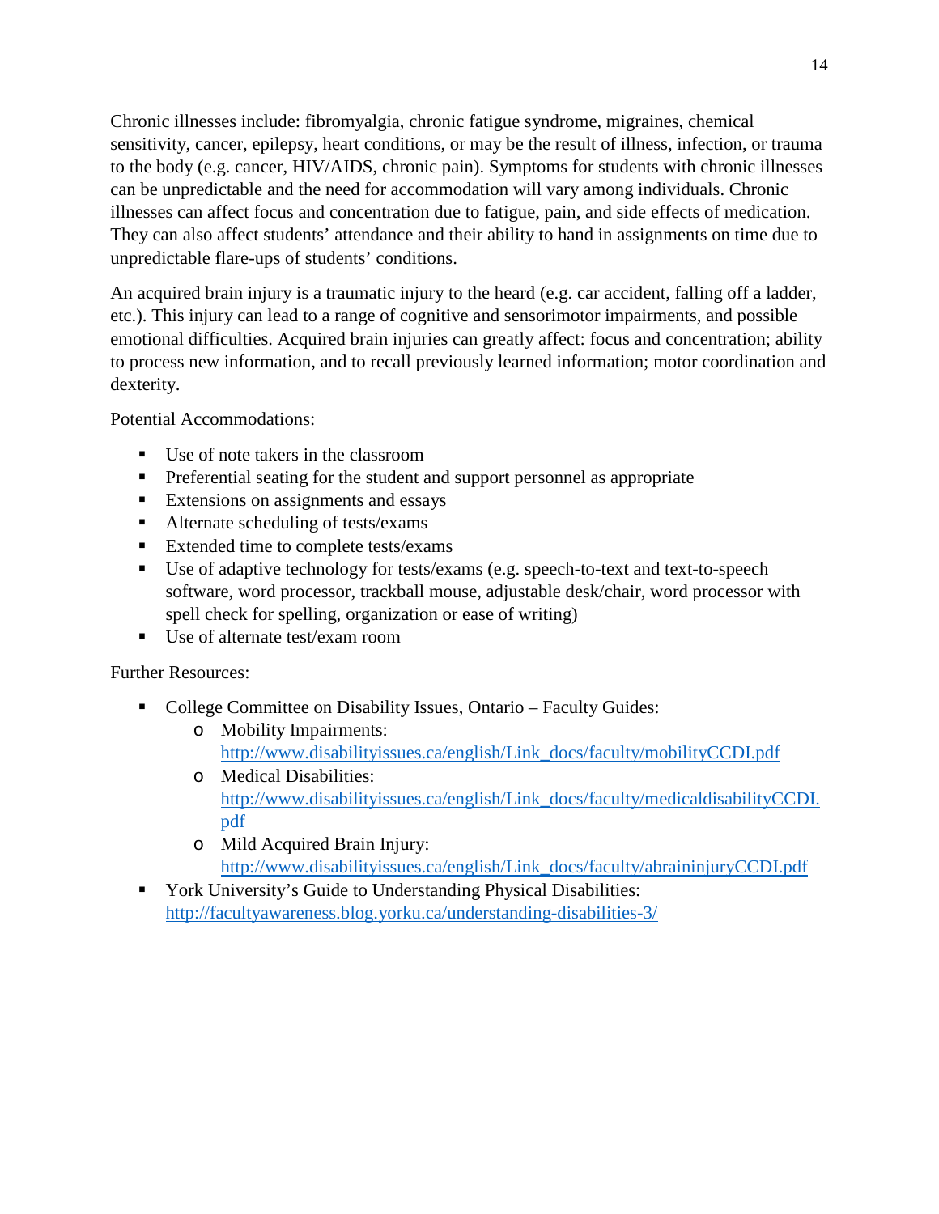Chronic illnesses include: fibromyalgia, chronic fatigue syndrome, migraines, chemical sensitivity, cancer, epilepsy, heart conditions, or may be the result of illness, infection, or trauma to the body (e.g. cancer, HIV/AIDS, chronic pain). Symptoms for students with chronic illnesses can be unpredictable and the need for accommodation will vary among individuals. Chronic illnesses can affect focus and concentration due to fatigue, pain, and side effects of medication. They can also affect students' attendance and their ability to hand in assignments on time due to unpredictable flare-ups of students' conditions.

An acquired brain injury is a traumatic injury to the heard (e.g. car accident, falling off a ladder, etc.). This injury can lead to a range of cognitive and sensorimotor impairments, and possible emotional difficulties. Acquired brain injuries can greatly affect: focus and concentration; ability to process new information, and to recall previously learned information; motor coordination and dexterity.

Potential Accommodations:

- Use of note takers in the classroom
- Preferential seating for the student and support personnel as appropriate
- Extensions on assignments and essays
- Alternate scheduling of tests/exams
- Extended time to complete tests/exams
- Use of adaptive technology for tests/exams (e.g. speech-to-text and text-to-speech software, word processor, trackball mouse, adjustable desk/chair, word processor with spell check for spelling, organization or ease of writing)
- Use of alternate test/exam room

Further Resources:

- College Committee on Disability Issues, Ontario – Faculty Guides:
  - Mobility Impairments: http://www.disabilityissues.ca/english/Link_docs/faculty/mobilityCCDI.pdf
  - Medical Disabilities: http://www.disabilityissues.ca/english/Link_docs/faculty/medicaldisabilityCCDI.pdf
  - Mild Acquired Brain Injury: http://www.disabilityissues.ca/english/Link_docs/faculty/abraininjuryCCDI.pdf
- York University's Guide to Understanding Physical Disabilities: http://facultyawareness.blog.yorku.ca/understanding-disabilities-3/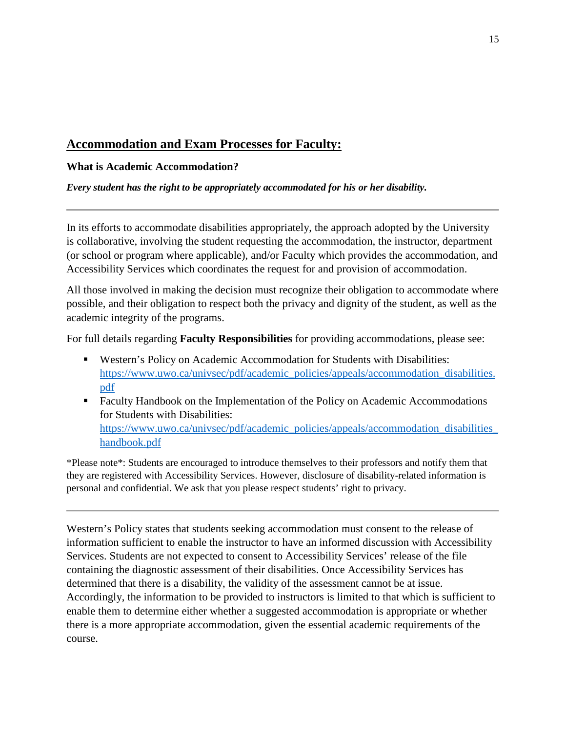## Accommodation and Exam Processes for Faculty:

### What is Academic Accommodation?

***Every student has the right to be appropriately accommodated for his or her disability.***

---

In its efforts to accommodate disabilities appropriately, the approach adopted by the University is collaborative, involving the student requesting the accommodation, the instructor, department (or school or program where applicable), and/or Faculty which provides the accommodation, and Accessibility Services which coordinates the request for and provision of accommodation.

All those involved in making the decision must recognize their obligation to accommodate where possible, and their obligation to respect both the privacy and dignity of the student, as well as the academic integrity of the programs.

For full details regarding **Faculty Responsibilities** for providing accommodations, please see:

- Western's Policy on Academic Accommodation for Students with Disabilities: [https://www.uwo.ca/univsec/pdf/academic_policies/appeals/accommodation_disabilities.pdf](https://www.uwo.ca/univsec/pdf/academic_policies/appeals/accommodation_disabilities.pdf)
- Faculty Handbook on the Implementation of the Policy on Academic Accommodations for Students with Disabilities: [https://www.uwo.ca/univsec/pdf/academic_policies/appeals/accommodation_disabilities_handbook.pdf](https://www.uwo.ca/univsec/pdf/academic_policies/appeals/accommodation_disabilities_handbook.pdf)

*Please note*: Students are encouraged to introduce themselves to their professors and notify them that they are registered with Accessibility Services. However, disclosure of disability-related information is personal and confidential. We ask that you please respect students' right to privacy.

---

Western's Policy states that students seeking accommodation must consent to the release of information sufficient to enable the instructor to have an informed discussion with Accessibility Services. Students are not expected to consent to Accessibility Services' release of the file containing the diagnostic assessment of their disabilities. Once Accessibility Services has determined that there is a disability, the validity of the assessment cannot be at issue. Accordingly, the information to be provided to instructors is limited to that which is sufficient to enable them to determine either whether a suggested accommodation is appropriate or whether there is a more appropriate accommodation, given the essential academic requirements of the course.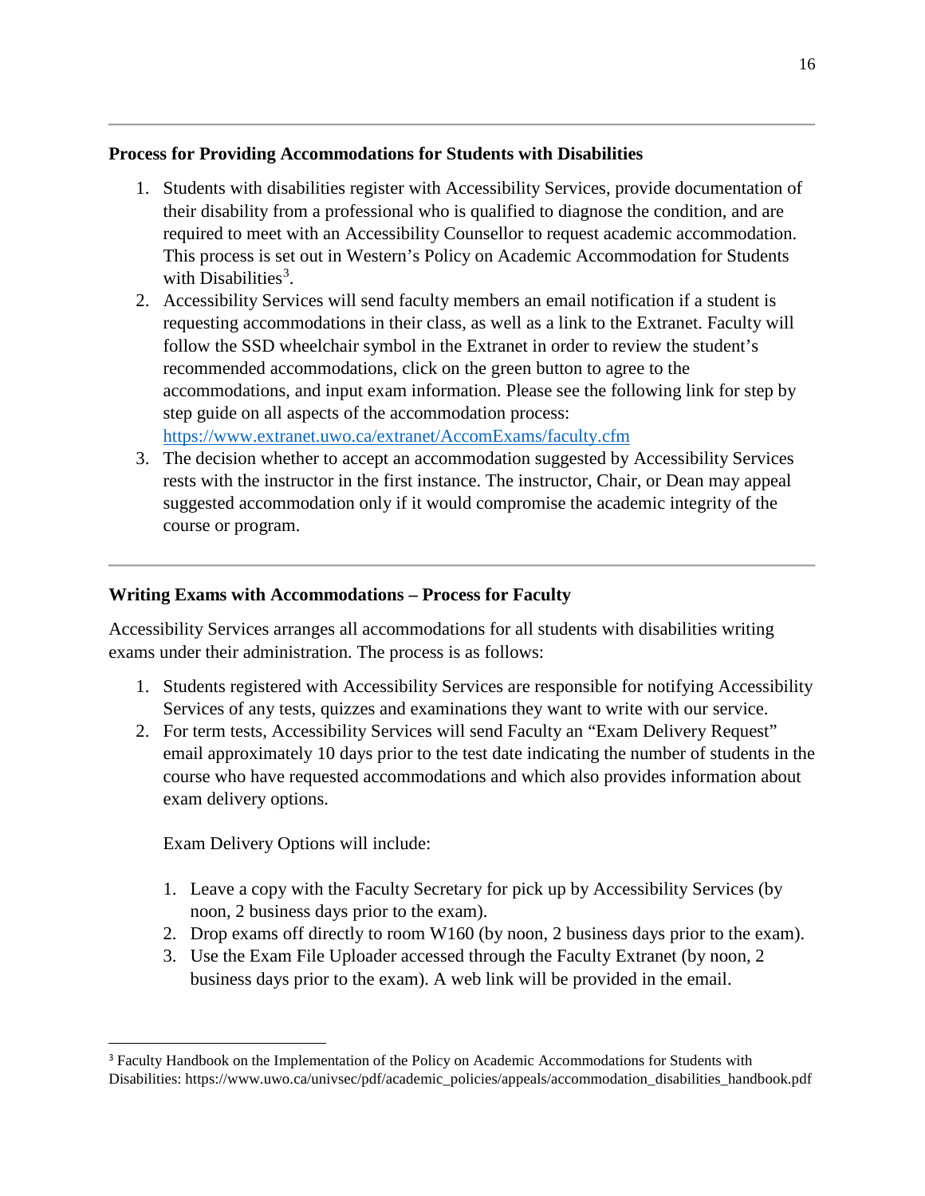## Process for Providing Accommodations for Students with Disabilities

1. Students with disabilities register with Accessibility Services, provide documentation of their disability from a professional who is qualified to diagnose the condition, and are required to meet with an Accessibility Counsellor to request academic accommodation. This process is set out in Western's Policy on Academic Accommodation for Students with Disabilities[3].
2. Accessibility Services will send faculty members an email notification if a student is requesting accommodations in their class, as well as a link to the Extranet. Faculty will follow the SSD wheelchair symbol in the Extranet in order to review the student's recommended accommodations, click on the green button to agree to the accommodations, and input exam information. Please see the following link for step by step guide on all aspects of the accommodation process: https://www.extranet.uwo.ca/extranet/AccomExams/faculty.cfm
3. The decision whether to accept an accommodation suggested by Accessibility Services rests with the instructor in the first instance. The instructor, Chair, or Dean may appeal suggested accommodation only if it would compromise the academic integrity of the course or program.

## Writing Exams with Accommodations – Process for Faculty

Accessibility Services arranges all accommodations for all students with disabilities writing exams under their administration. The process is as follows:

1. Students registered with Accessibility Services are responsible for notifying Accessibility Services of any tests, quizzes and examinations they want to write with our service.
2. For term tests, Accessibility Services will send Faculty an "Exam Delivery Request" email approximately 10 days prior to the test date indicating the number of students in the course who have requested accommodations and which also provides information about exam delivery options.

   Exam Delivery Options will include:

   1. Leave a copy with the Faculty Secretary for pick up by Accessibility Services (by noon, 2 business days prior to the exam).
   2. Drop exams off directly to room W160 (by noon, 2 business days prior to the exam).
   3. Use the Exam File Uploader accessed through the Faculty Extranet (by noon, 2 business days prior to the exam). A web link will be provided in the email.

---

[3] Faculty Handbook on the Implementation of the Policy on Academic Accommodations for Students with Disabilities: https://www.uwo.ca/univsec/pdf/academic_policies/appeals/accommodation_disabilities_handbook.pdf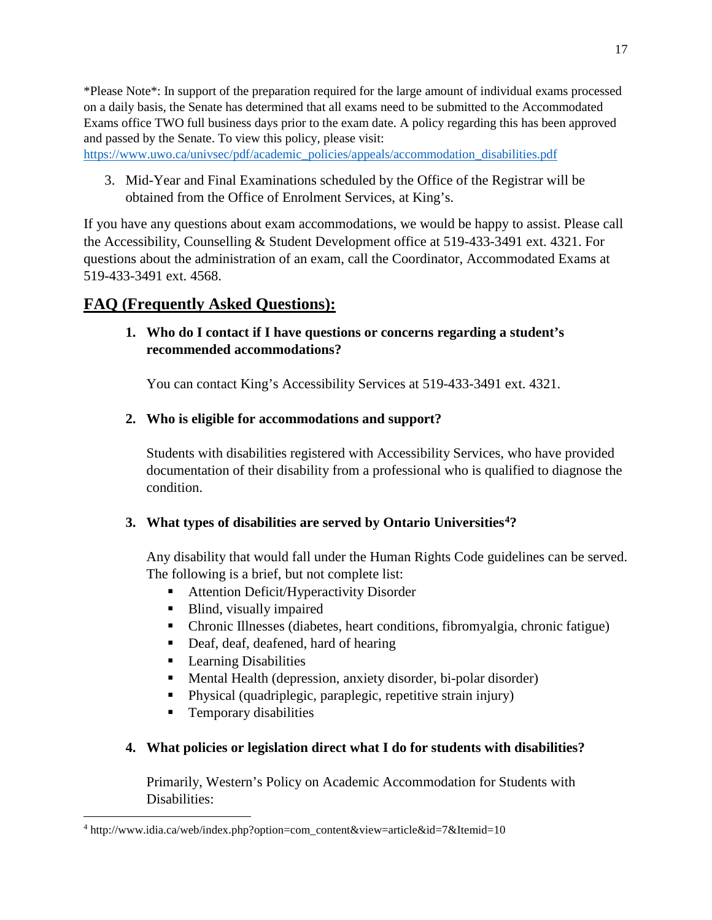*Please Note*: In support of the preparation required for the large amount of individual exams processed on a daily basis, the Senate has determined that all exams need to be submitted to the Accommodated Exams office TWO full business days prior to the exam date. A policy regarding this has been approved and passed by the Senate. To view this policy, please visit: https://www.uwo.ca/univsec/pdf/academic_policies/appeals/accommodation_disabilities.pdf

3. Mid-Year and Final Examinations scheduled by the Office of the Registrar will be obtained from the Office of Enrolment Services, at King's.

If you have any questions about exam accommodations, we would be happy to assist. Please call the Accessibility, Counselling & Student Development office at 519-433-3491 ext. 4321. For questions about the administration of an exam, call the Coordinator, Accommodated Exams at 519-433-3491 ext. 4568.

## FAQ (Frequently Asked Questions):

1. **Who do I contact if I have questions or concerns regarding a student's recommended accommodations?**

   You can contact King's Accessibility Services at 519-433-3491 ext. 4321.

2. **Who is eligible for accommodations and support?**

   Students with disabilities registered with Accessibility Services, who have provided documentation of their disability from a professional who is qualified to diagnose the condition.

3. **What types of disabilities are served by Ontario Universities[4]?**

   Any disability that would fall under the Human Rights Code guidelines can be served. The following is a brief, but not complete list:
   - Attention Deficit/Hyperactivity Disorder
   - Blind, visually impaired
   - Chronic Illnesses (diabetes, heart conditions, fibromyalgia, chronic fatigue)
   - Deaf, deaf, deafened, hard of hearing
   - Learning Disabilities
   - Mental Health (depression, anxiety disorder, bi-polar disorder)
   - Physical (quadriplegic, paraplegic, repetitive strain injury)
   - Temporary disabilities

4. **What policies or legislation direct what I do for students with disabilities?**

   Primarily, Western's Policy on Academic Accommodation for Students with Disabilities:

[4] http://www.idia.ca/web/index.php?option=com_content&view=article&id=7&Itemid=10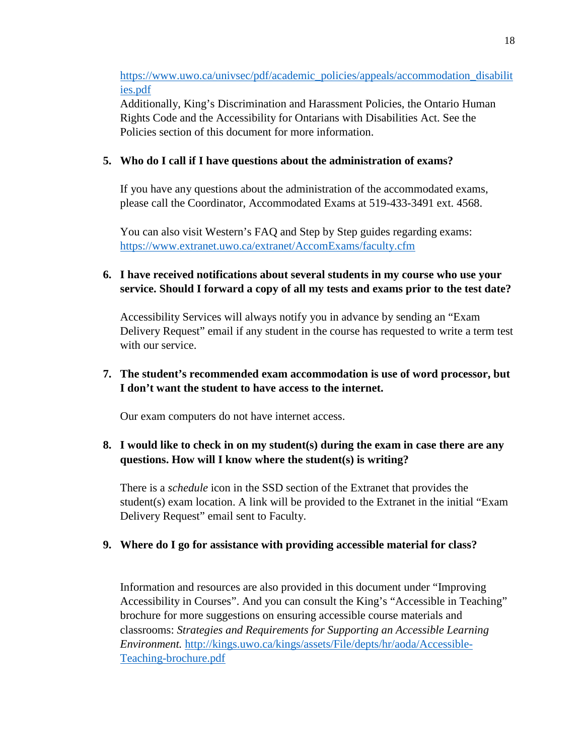https://www.uwo.ca/univsec/pdf/academic_policies/appeals/accommodation_disabilities.pdf
Additionally, King's Discrimination and Harassment Policies, the Ontario Human Rights Code and the Accessibility for Ontarians with Disabilities Act. See the Policies section of this document for more information.

5. **Who do I call if I have questions about the administration of exams?**

   If you have any questions about the administration of the accommodated exams, please call the Coordinator, Accommodated Exams at 519-433-3491 ext. 4568.

   You can also visit Western's FAQ and Step by Step guides regarding exams: https://www.extranet.uwo.ca/extranet/AccomExams/faculty.cfm

6. **I have received notifications about several students in my course who use your service. Should I forward a copy of all my tests and exams prior to the test date?**

   Accessibility Services will always notify you in advance by sending an "Exam Delivery Request" email if any student in the course has requested to write a term test with our service.

7. **The student's recommended exam accommodation is use of word processor, but I don't want the student to have access to the internet.**

   Our exam computers do not have internet access.

8. **I would like to check in on my student(s) during the exam in case there are any questions. How will I know where the student(s) is writing?**

   There is a *schedule* icon in the SSD section of the Extranet that provides the student(s) exam location. A link will be provided to the Extranet in the initial "Exam Delivery Request" email sent to Faculty.

9. **Where do I go for assistance with providing accessible material for class?**

   Information and resources are also provided in this document under "Improving Accessibility in Courses". And you can consult the King's "Accessible in Teaching" brochure for more suggestions on ensuring accessible course materials and classrooms: *Strategies and Requirements for Supporting an Accessible Learning Environment.* http://kings.uwo.ca/kings/assets/File/depts/hr/aoda/Accessible-Teaching-brochure.pdf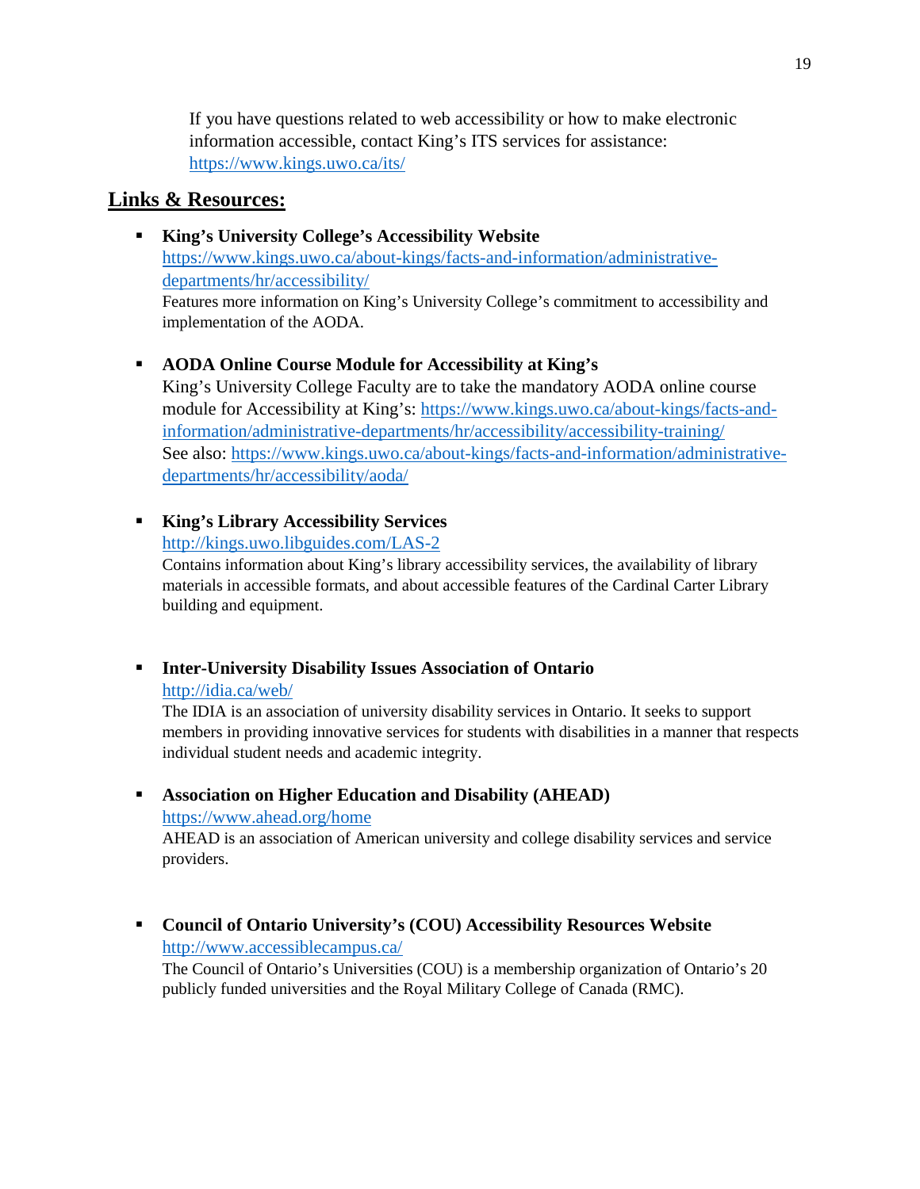If you have questions related to web accessibility or how to make electronic information accessible, contact King's ITS services for assistance: https://www.kings.uwo.ca/its/

## Links & Resources:

- **King's University College's Accessibility Website**
  https://www.kings.uwo.ca/about-kings/facts-and-information/administrative-departments/hr/accessibility/
  Features more information on King's University College's commitment to accessibility and implementation of the AODA.

- **AODA Online Course Module for Accessibility at King's**
  King's University College Faculty are to take the mandatory AODA online course module for Accessibility at King's: https://www.kings.uwo.ca/about-kings/facts-and-information/administrative-departments/hr/accessibility/accessibility-training/
  See also: https://www.kings.uwo.ca/about-kings/facts-and-information/administrative-departments/hr/accessibility/aoda/

- **King's Library Accessibility Services**
  http://kings.uwo.libguides.com/LAS-2
  Contains information about King's library accessibility services, the availability of library materials in accessible formats, and about accessible features of the Cardinal Carter Library building and equipment.

- **Inter-University Disability Issues Association of Ontario**
  http://idia.ca/web/
  The IDIA is an association of university disability services in Ontario. It seeks to support members in providing innovative services for students with disabilities in a manner that respects individual student needs and academic integrity.

- **Association on Higher Education and Disability (AHEAD)**
  https://www.ahead.org/home
  AHEAD is an association of American university and college disability services and service providers.

- **Council of Ontario University's (COU) Accessibility Resources Website**
  http://www.accessiblecampus.ca/
  The Council of Ontario's Universities (COU) is a membership organization of Ontario's 20 publicly funded universities and the Royal Military College of Canada (RMC).